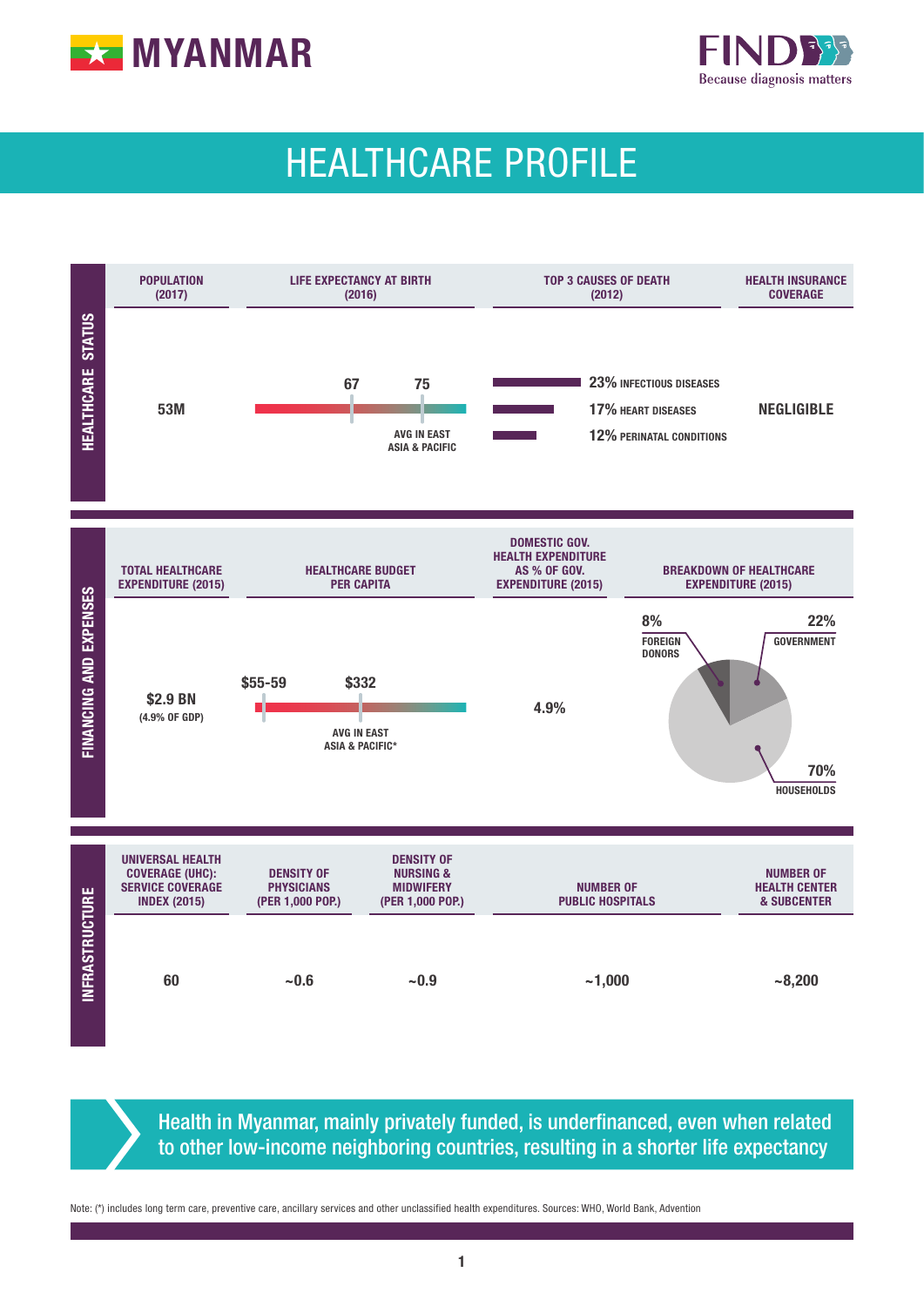# MYANMAR

FIND — Because diagnosis matters

## HEALTHCARE PROFILE

### HEALTHCARE STATUS

| POPULATION (2017) | LIFE EXPECTANCY AT BIRTH (2016) | TOP 3 CAUSES OF DEATH (2012) | HEALTH INSURANCE COVERAGE |
|---|---|---|---|
| 53M | 67 (Myanmar); 75 AVG IN EAST ASIA & PACIFIC | 23% INFECTIOUS DISEASES; 17% HEART DISEASES; 12% PERINATAL CONDITIONS | NEGLIGIBLE |

### FINANCING AND EXPENSES

| TOTAL HEALTHCARE EXPENDITURE (2015) | HEALTHCARE BUDGET PER CAPITA | DOMESTIC GOV. HEALTH EXPENDITURE AS % OF GOV. EXPENDITURE (2015) | BREAKDOWN OF HEALTHCARE EXPENDITURE (2015) |
|---|---|---|---|
| $2.9 BN (4.9% OF GDP) | $55-59 (Myanmar); $332 AVG IN EAST ASIA & PACIFIC* | 4.9% | 8% FOREIGN DONORS; 22% GOVERNMENT; 70% HOUSEHOLDS |

### INFRASTRUCTURE

| UNIVERSAL HEALTH COVERAGE (UHC): SERVICE COVERAGE INDEX (2015) | DENSITY OF PHYSICIANS (PER 1,000 POP.) | DENSITY OF NURSING & MIDWIFERY (PER 1,000 POP.) | NUMBER OF PUBLIC HOSPITALS | NUMBER OF HEALTH CENTER & SUBCENTER |
|---|---|---|---|---|
| 60 | ~0.6 | ~0.9 | ~1,000 | ~8,200 |

**Health in Myanmar, mainly privately funded, is underfinanced, even when related to other low-income neighboring countries, resulting in a shorter life expectancy**

Note: (*) includes long term care, preventive care, ancillary services and other unclassified health expenditures. Sources: WHO, World Bank, Advention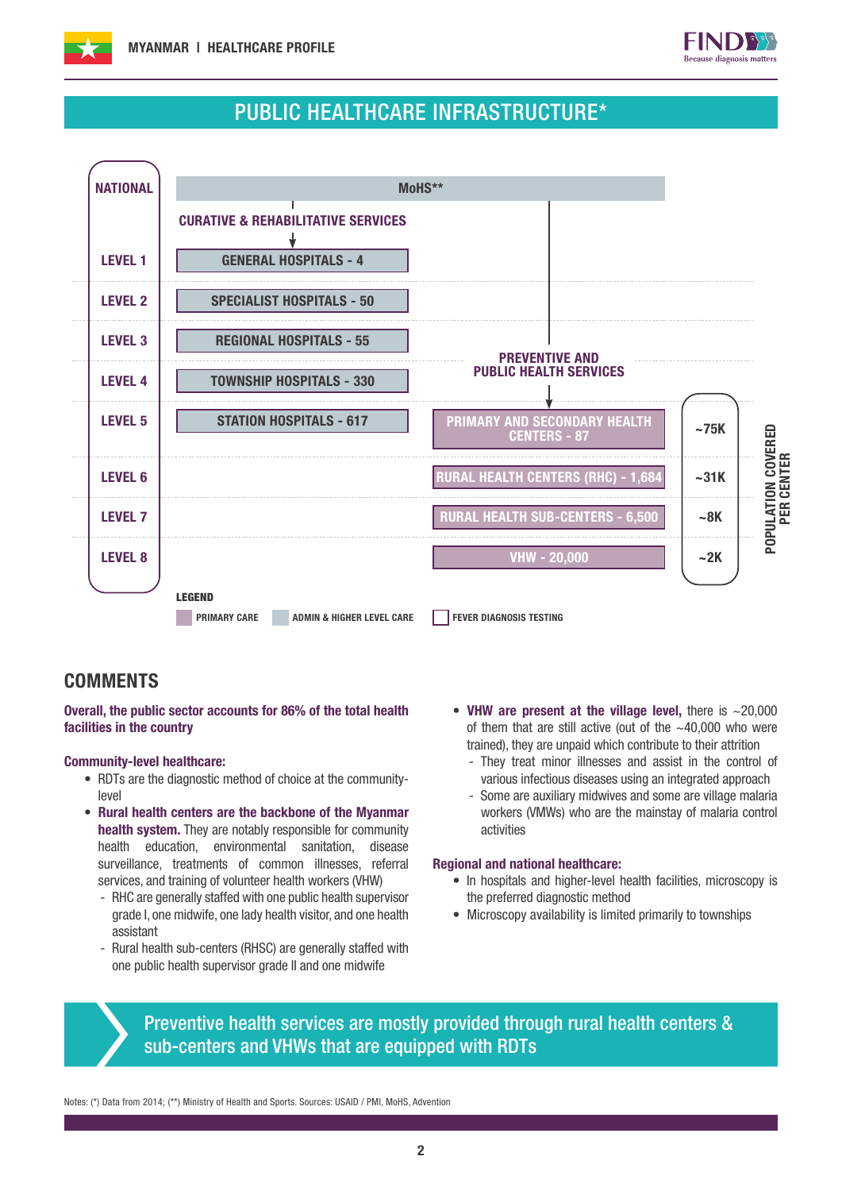## PUBLIC HEALTHCARE INFRASTRUCTURE*

| NATIONAL | MoHS** | | |
|---|---|---|---|
| | CURATIVE & REHABILITATIVE SERVICES | PREVENTIVE AND PUBLIC HEALTH SERVICES | POPULATION COVERED PER CENTER |
| LEVEL 1 | GENERAL HOSPITALS - 4 | | |
| LEVEL 2 | SPECIALIST HOSPITALS - 50 | | |
| LEVEL 3 | REGIONAL HOSPITALS - 55 | | |
| LEVEL 4 | TOWNSHIP HOSPITALS - 330 | | |
| LEVEL 5 | STATION HOSPITALS - 617 | PRIMARY AND SECONDARY HEALTH CENTERS - 87 | ~75K |
| LEVEL 6 | | RURAL HEALTH CENTERS (RHC) - 1,684 | ~31K |
| LEVEL 7 | | RURAL HEALTH SUB-CENTERS - 6,500 | ~8K |
| LEVEL 8 | | VHW - 20,000 | ~2K |

LEGEND: PRIMARY CARE | ADMIN & HIGHER LEVEL CARE | FEVER DIAGNOSIS TESTING

## COMMENTS

**Overall, the public sector accounts for 86% of the total health facilities in the country**

**Community-level healthcare:**

- RDTs are the diagnostic method of choice at the community-level
- **Rural health centers are the backbone of the Myanmar health system.** They are notably responsible for community health education, environmental sanitation, disease surveillance, treatments of common illnesses, referral services, and training of volunteer health workers (VHW)
  - RHC are generally staffed with one public health supervisor grade I, one midwife, one lady health visitor, and one health assistant
  - Rural health sub-centers (RHSC) are generally staffed with one public health supervisor grade II and one midwife
- **VHW are present at the village level,** there is ~20,000 of them that are still active (out of the ~40,000 who were trained), they are unpaid which contribute to their attrition
  - They treat minor illnesses and assist in the control of various infectious diseases using an integrated approach
  - Some are auxiliary midwives and some are village malaria workers (VMWs) who are the mainstay of malaria control activities

**Regional and national healthcare:**

- In hospitals and higher-level health facilities, microscopy is the preferred diagnostic method
- Microscopy availability is limited primarily to townships

Preventive health services are mostly provided through rural health centers & sub-centers and VHWs that are equipped with RDTs

Notes: (*) Data from 2014; (**) Ministry of Health and Sports. Sources: USAID / PMI, MoHS, Advention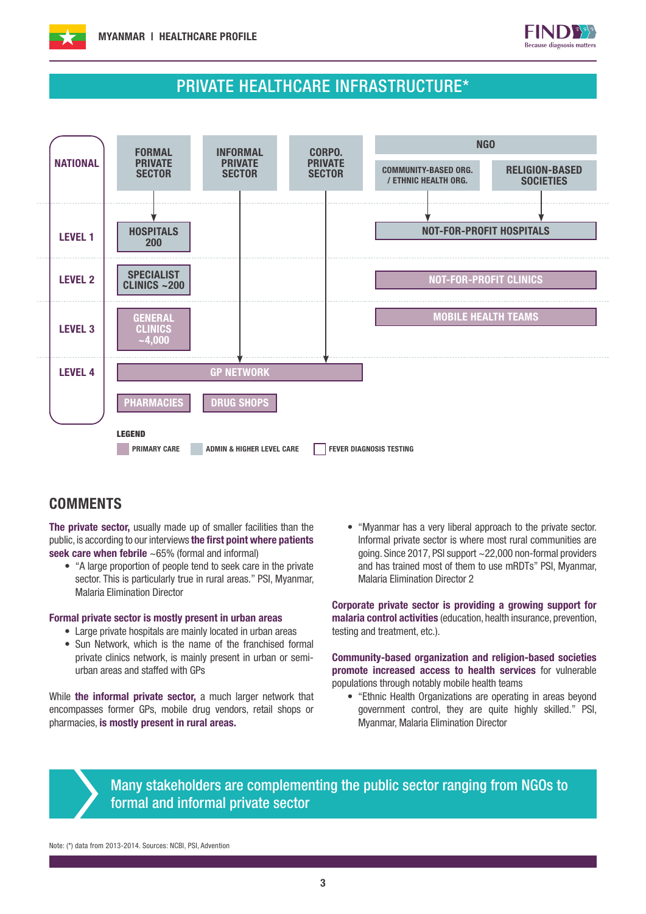## PRIVATE HEALTHCARE INFRASTRUCTURE*

| NATIONAL | FORMAL PRIVATE SECTOR | INFORMAL PRIVATE SECTOR | CORPO. PRIVATE SECTOR | NGO: COMMUNITY-BASED ORG. / ETHNIC HEALTH ORG. | NGO: RELIGION-BASED SOCIETIES |
|---|---|---|---|---|---|
| LEVEL 1 | HOSPITALS 200 | | | NOT-FOR-PROFIT HOSPITALS | |
| LEVEL 2 | SPECIALIST CLINICS ~200 | | | NOT-FOR-PROFIT CLINICS | |
| LEVEL 3 | GENERAL CLINICS ~4,000 | | | MOBILE HEALTH TEAMS | |
| LEVEL 4 | GP NETWORK | GP NETWORK | GP NETWORK | | |
| | PHARMACIES | DRUG SHOPS | | | |

**LEGEND**

PRIMARY CARE | ADMIN & HIGHER LEVEL CARE | FEVER DIAGNOSIS TESTING

## COMMENTS

**The private sector,** usually made up of smaller facilities than the public, is according to our interviews **the first point where patients seek care when febrile** ~65% (formal and informal)

- "A large proportion of people tend to seek care in the private sector. This is particularly true in rural areas." PSI, Myanmar, Malaria Elimination Director

**Formal private sector is mostly present in urban areas**

- Large private hospitals are mainly located in urban areas
- Sun Network, which is the name of the franchised formal private clinics network, is mainly present in urban or semi-urban areas and staffed with GPs

While **the informal private sector,** a much larger network that encompasses former GPs, mobile drug vendors, retail shops or pharmacies, **is mostly present in rural areas.**

- "Myanmar has a very liberal approach to the private sector. Informal private sector is where most rural communities are going. Since 2017, PSI support ~22,000 non-formal providers and has trained most of them to use mRDTs" PSI, Myanmar, Malaria Elimination Director 2

**Corporate private sector is providing a growing support for malaria control activities** (education, health insurance, prevention, testing and treatment, etc.).

**Community-based organization and religion-based societies promote increased access to health services** for vulnerable populations through notably mobile health teams

- "Ethnic Health Organizations are operating in areas beyond government control, they are quite highly skilled." PSI, Myanmar, Malaria Elimination Director

**Many stakeholders are complementing the public sector ranging from NGOs to formal and informal private sector**

Note: (*) data from 2013-2014. Sources: NCBI, PSI, Advention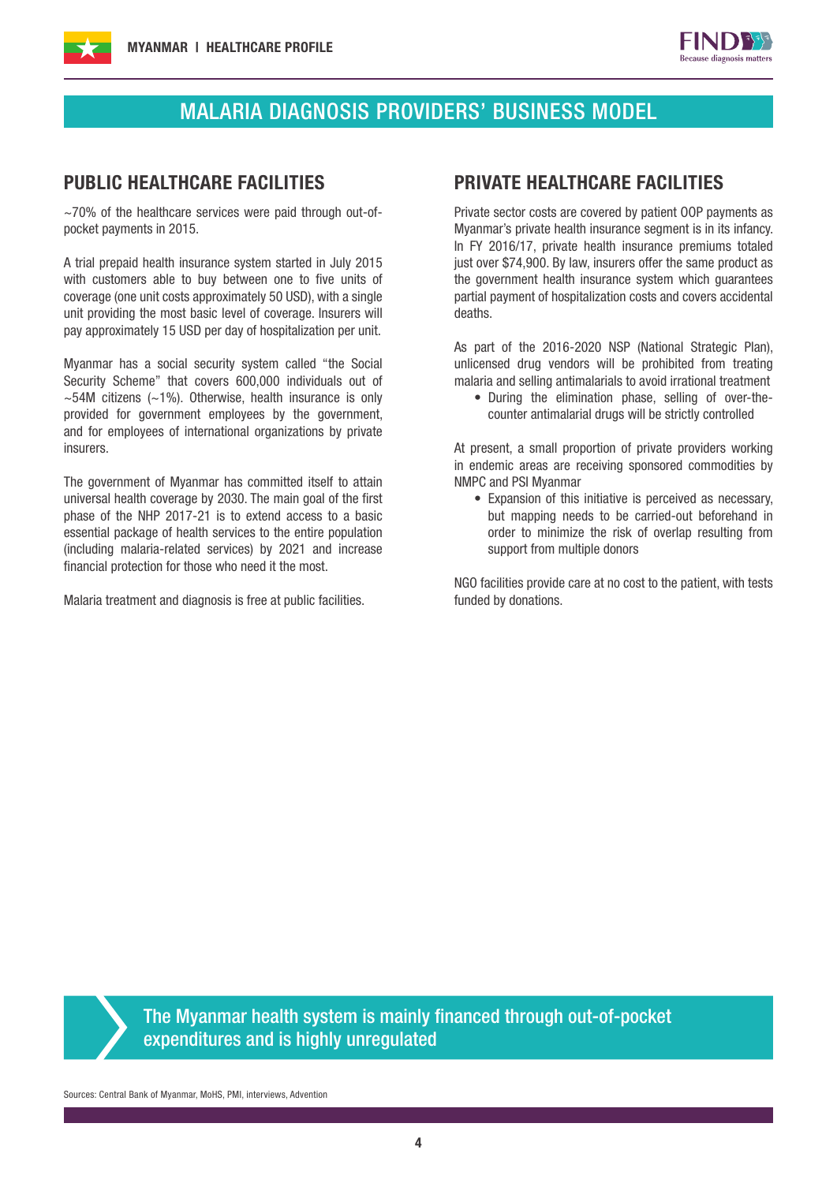# MALARIA DIAGNOSIS PROVIDERS' BUSINESS MODEL

## PUBLIC HEALTHCARE FACILITIES

~70% of the healthcare services were paid through out-of-pocket payments in 2015.

A trial prepaid health insurance system started in July 2015 with customers able to buy between one to five units of coverage (one unit costs approximately 50 USD), with a single unit providing the most basic level of coverage. Insurers will pay approximately 15 USD per day of hospitalization per unit.

Myanmar has a social security system called "the Social Security Scheme" that covers 600,000 individuals out of ~54M citizens (~1%). Otherwise, health insurance is only provided for government employees by the government, and for employees of international organizations by private insurers.

The government of Myanmar has committed itself to attain universal health coverage by 2030. The main goal of the first phase of the NHP 2017-21 is to extend access to a basic essential package of health services to the entire population (including malaria-related services) by 2021 and increase financial protection for those who need it the most.

Malaria treatment and diagnosis is free at public facilities.

## PRIVATE HEALTHCARE FACILITIES

Private sector costs are covered by patient OOP payments as Myanmar's private health insurance segment is in its infancy. In FY 2016/17, private health insurance premiums totaled just over $74,900. By law, insurers offer the same product as the government health insurance system which guarantees partial payment of hospitalization costs and covers accidental deaths.

As part of the 2016-2020 NSP (National Strategic Plan), unlicensed drug vendors will be prohibited from treating malaria and selling antimalarials to avoid irrational treatment

- During the elimination phase, selling of over-the-counter antimalarial drugs will be strictly controlled

At present, a small proportion of private providers working in endemic areas are receiving sponsored commodities by NMPC and PSI Myanmar

- Expansion of this initiative is perceived as necessary, but mapping needs to be carried-out beforehand in order to minimize the risk of overlap resulting from support from multiple donors

NGO facilities provide care at no cost to the patient, with tests funded by donations.

**The Myanmar health system is mainly financed through out-of-pocket expenditures and is highly unregulated**

Sources: Central Bank of Myanmar, MoHS, PMI, interviews, Advention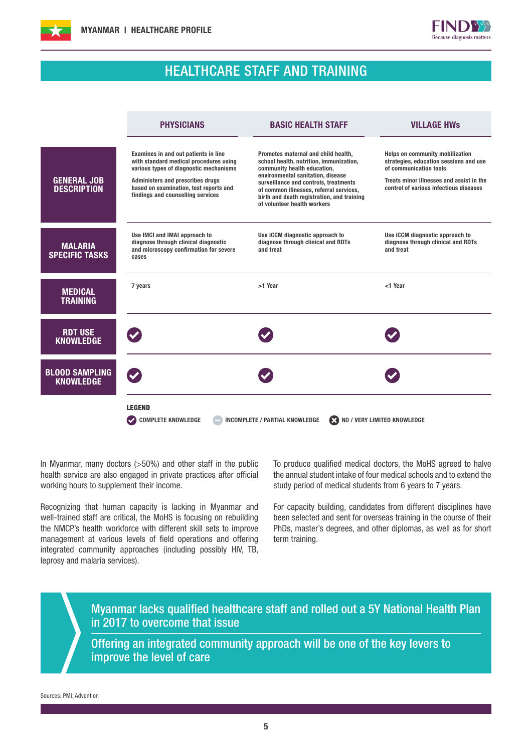## HEALTHCARE STAFF AND TRAINING

| | PHYSICIANS | BASIC HEALTH STAFF | VILLAGE HWs |
|---|---|---|---|
| **GENERAL JOB DESCRIPTION** | Examines in and out patients in line with standard medical procedures using various types of diagnostic mechanisms<br><br>Administers and prescribes drugs based on examination, test reports and findings and counselling services | Promotes maternal and child health, school health, nutrition, immunization, community health education, environmental sanitation, disease surveillance and controls, treatments of common illnesses, referral services, birth and death registration, and training of volunteer health workers | Helps on community mobilization strategies, education sessions and use of communication tools<br><br>Treats minor illnesses and assist in the control of various infectious diseases |
| **MALARIA SPECIFIC TASKS** | Use IMCI and IMAI approach to diagnose through clinical diagnostic and microscopy confirmation for severe cases | Use iCCM diagnostic approach to diagnose through clinical and RDTs and treat | Use iCCM diagnostic approach to diagnose through clinical and RDTs and treat |
| **MEDICAL TRAINING** | 7 years | >1 Year | <1 Year |
| **RDT USE KNOWLEDGE** | ✔ | ✔ | ✔ |
| **BLOOD SAMPLING KNOWLEDGE** | ✔ | ✔ | ✔ |

**LEGEND**
✔ COMPLETE KNOWLEDGE — INCOMPLETE / PARTIAL KNOWLEDGE ✖ NO / VERY LIMITED KNOWLEDGE

In Myanmar, many doctors (>50%) and other staff in the public health service are also engaged in private practices after official working hours to supplement their income.

Recognizing that human capacity is lacking in Myanmar and well-trained staff are critical, the MoHS is focusing on rebuilding the NMCP's health workforce with different skill sets to improve management at various levels of field operations and offering integrated community approaches (including possibly HIV, TB, leprosy and malaria services).

To produce qualified medical doctors, the MoHS agreed to halve the annual student intake of four medical schools and to extend the study period of medical students from 6 years to 7 years.

For capacity building, candidates from different disciplines have been selected and sent for overseas training in the course of their PhDs, master's degrees, and other diplomas, as well as for short term training.

> Myanmar lacks qualified healthcare staff and rolled out a 5Y National Health Plan in 2017 to overcome that issue
>
> Offering an integrated community approach will be one of the key levers to improve the level of care

Sources: PMI, Advention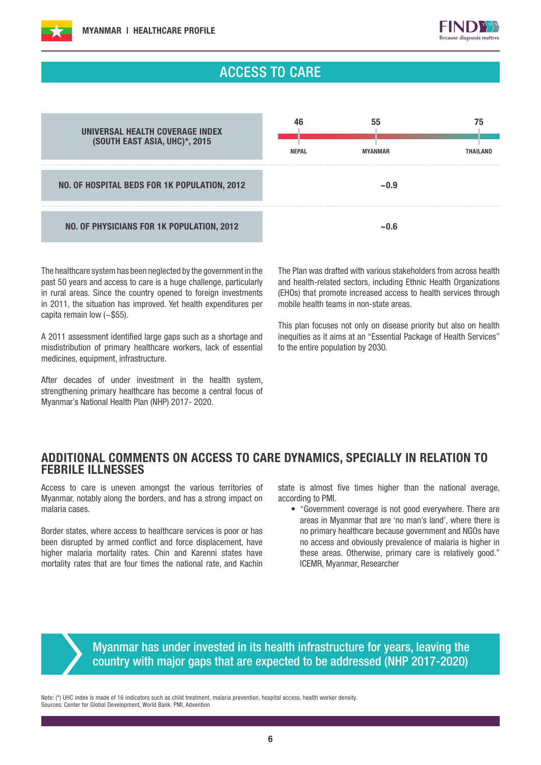## ACCESS TO CARE

UNIVERSAL HEALTH COVERAGE INDEX (SOUTH EAST ASIA, UHC)*, 2015

46
NEPAL

55
MYANMAR

75
THAILAND

| | |
|---|---|
| NO. OF HOSPITAL BEDS FOR 1K POPULATION, 2012 | ~0.9 |
| NO. OF PHYSICIANS FOR 1K POPULATION, 2012 | ~0.6 |

The healthcare system has been neglected by the government in the past 50 years and access to care is a huge challenge, particularly in rural areas. Since the country opened to foreign investments in 2011, the situation has improved. Yet health expenditures per capita remain low (~$55).

A 2011 assessment identified large gaps such as a shortage and misdistribution of primary healthcare workers, lack of essential medicines, equipment, infrastructure.

After decades of under investment in the health system, strengthening primary healthcare has become a central focus of Myanmar's National Health Plan (NHP) 2017- 2020.

The Plan was drafted with various stakeholders from across health and health-related sectors, including Ethnic Health Organizations (EHOs) that promote increased access to health services through mobile health teams in non-state areas.

This plan focuses not only on disease priority but also on health inequities as it aims at an "Essential Package of Health Services" to the entire population by 2030.

## ADDITIONAL COMMENTS ON ACCESS TO CARE DYNAMICS, SPECIALLY IN RELATION TO FEBRILE ILLNESSES

Access to care is uneven amongst the various territories of Myanmar, notably along the borders, and has a strong impact on malaria cases.

Border states, where access to healthcare services is poor or has been disrupted by armed conflict and force displacement, have higher malaria mortality rates. Chin and Karenni states have mortality rates that are four times the national rate, and Kachin state is almost five times higher than the national average, according to PMI.

- "Government coverage is not good everywhere. There are areas in Myanmar that are 'no man's land', where there is no primary healthcare because government and NGOs have no access and obviously prevalence of malaria is higher in these areas. Otherwise, primary care is relatively good." ICEMR, Myanmar, Researcher

**Myanmar has under invested in its health infrastructure for years, leaving the country with major gaps that are expected to be addressed (NHP 2017-2020)**

Note: (*) UHC index is made of 16 indicators such as child treatment, malaria prevention, hospital access, health worker density.
Sources: Center for Global Development, World Bank, PMI, Advention